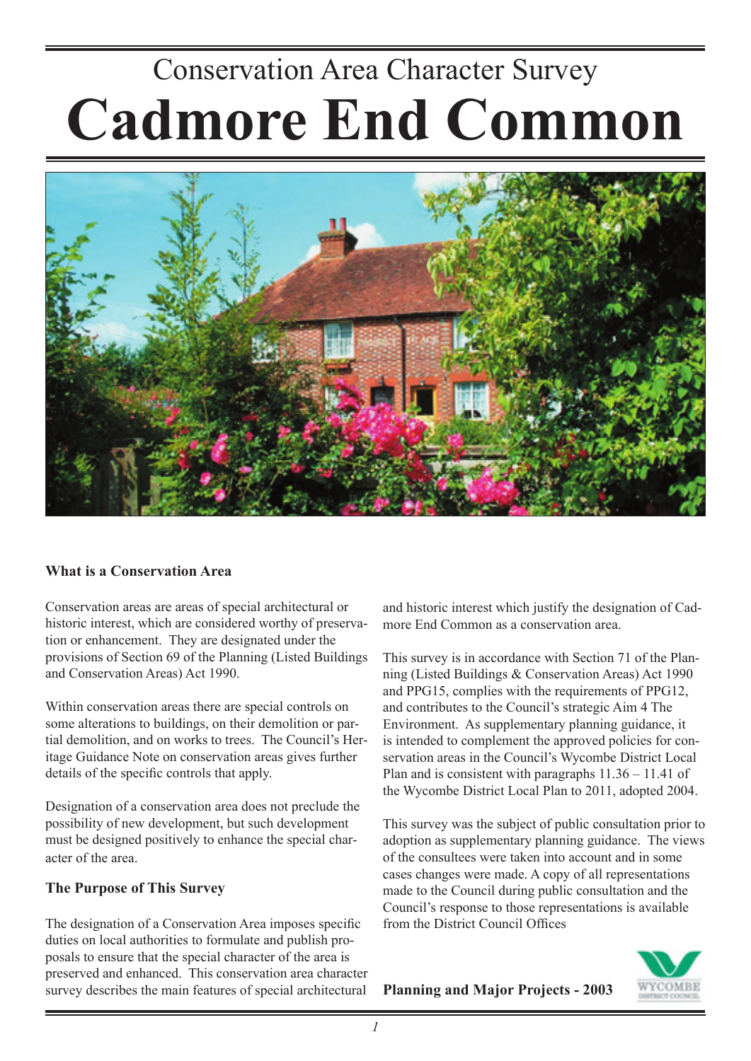# Conservation Area Character Survey

# Cadmore End Common

### What is a Conservation Area

Conservation areas are areas of special architectural or historic interest, which are considered worthy of preservation or enhancement. They are designated under the provisions of Section 69 of the Planning (Listed Buildings and Conservation Areas) Act 1990.

Within conservation areas there are special controls on some alterations to buildings, on their demolition or partial demolition, and on works to trees. The Council's Heritage Guidance Note on conservation areas gives further details of the specific controls that apply.

Designation of a conservation area does not preclude the possibility of new development, but such development must be designed positively to enhance the special character of the area.

### The Purpose of This Survey

The designation of a Conservation Area imposes specific duties on local authorities to formulate and publish proposals to ensure that the special character of the area is preserved and enhanced. This conservation area character survey describes the main features of special architectural and historic interest which justify the designation of Cadmore End Common as a conservation area.

This survey is in accordance with Section 71 of the Planning (Listed Buildings & Conservation Areas) Act 1990 and PPG15, complies with the requirements of PPG12, and contributes to the Council's strategic Aim 4 The Environment. As supplementary planning guidance, it is intended to complement the approved policies for conservation areas in the Council's Wycombe District Local Plan and is consistent with paragraphs 11.36 – 11.41 of the Wycombe District Local Plan to 2011, adopted 2004.

This survey was the subject of public consultation prior to adoption as supplementary planning guidance. The views of the consultees were taken into account and in some cases changes were made. A copy of all representations made to the Council during public consultation and the Council's response to those representations is available from the District Council Offices

**Planning and Major Projects - 2003**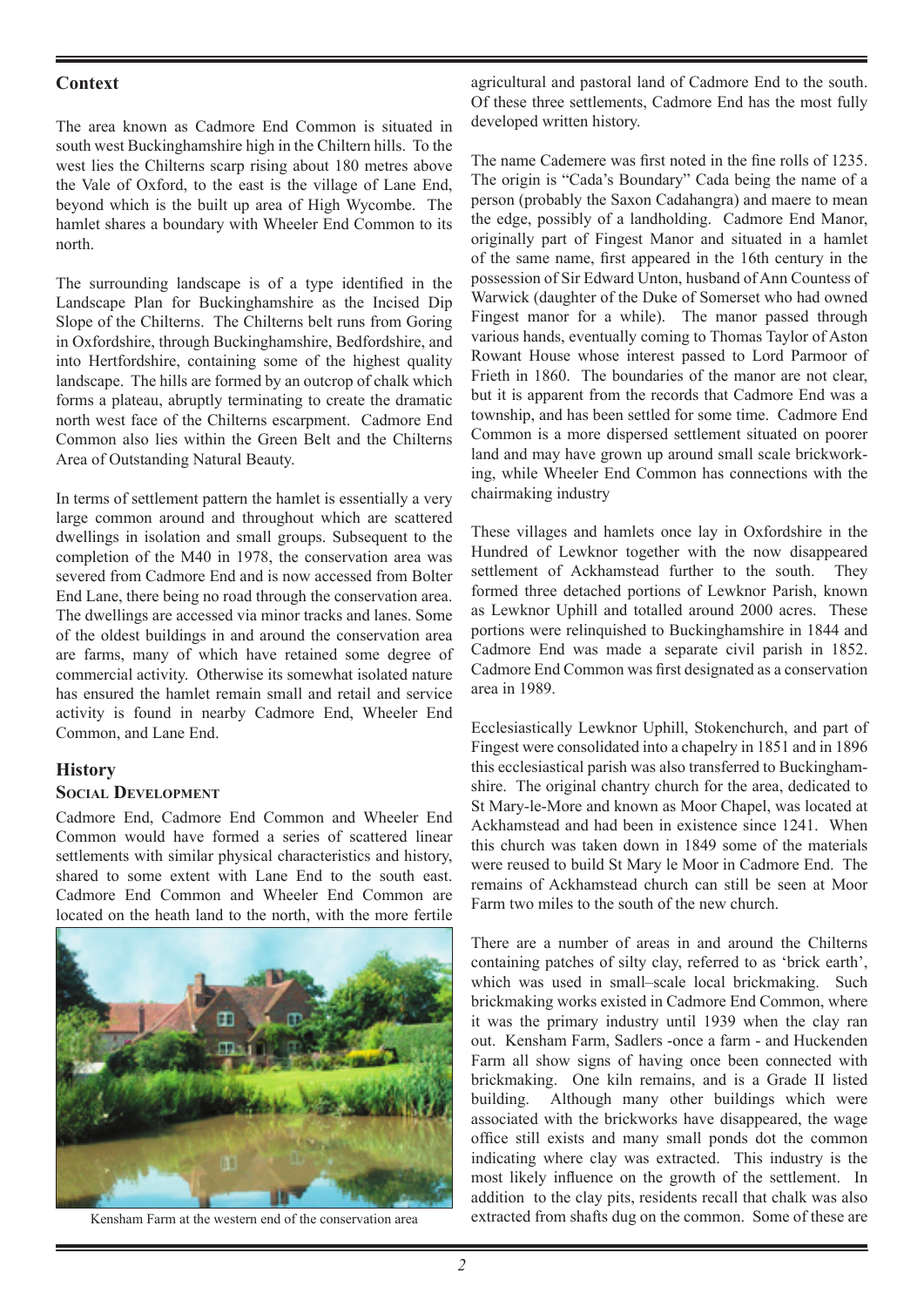## Context

The area known as Cadmore End Common is situated in south west Buckinghamshire high in the Chiltern hills. To the west lies the Chilterns scarp rising about 180 metres above the Vale of Oxford, to the east is the village of Lane End, beyond which is the built up area of High Wycombe. The hamlet shares a boundary with Wheeler End Common to its north.

The surrounding landscape is of a type identified in the Landscape Plan for Buckinghamshire as the Incised Dip Slope of the Chilterns. The Chilterns belt runs from Goring in Oxfordshire, through Buckinghamshire, Bedfordshire, and into Hertfordshire, containing some of the highest quality landscape. The hills are formed by an outcrop of chalk which forms a plateau, abruptly terminating to create the dramatic north west face of the Chilterns escarpment. Cadmore End Common also lies within the Green Belt and the Chilterns Area of Outstanding Natural Beauty.

In terms of settlement pattern the hamlet is essentially a very large common around and throughout which are scattered dwellings in isolation and small groups. Subsequent to the completion of the M40 in 1978, the conservation area was severed from Cadmore End and is now accessed from Bolter End Lane, there being no road through the conservation area. The dwellings are accessed via minor tracks and lanes. Some of the oldest buildings in and around the conservation area are farms, many of which have retained some degree of commercial activity. Otherwise its somewhat isolated nature has ensured the hamlet remain small and retail and service activity is found in nearby Cadmore End, Wheeler End Common, and Lane End.

## History

### Social Development

Cadmore End, Cadmore End Common and Wheeler End Common would have formed a series of scattered linear settlements with similar physical characteristics and history, shared to some extent with Lane End to the south east. Cadmore End Common and Wheeler End Common are located on the heath land to the north, with the more fertile agricultural and pastoral land of Cadmore End to the south. Of these three settlements, Cadmore End has the most fully developed written history.

Kensham Farm at the western end of the conservation area

The name Cademere was first noted in the fine rolls of 1235. The origin is "Cada's Boundary" Cada being the name of a person (probably the Saxon Cadahangra) and maere to mean the edge, possibly of a landholding. Cadmore End Manor, originally part of Fingest Manor and situated in a hamlet of the same name, first appeared in the 16th century in the possession of Sir Edward Unton, husband of Ann Countess of Warwick (daughter of the Duke of Somerset who had owned Fingest manor for a while). The manor passed through various hands, eventually coming to Thomas Taylor of Aston Rowant House whose interest passed to Lord Parmoor of Frieth in 1860. The boundaries of the manor are not clear, but it is apparent from the records that Cadmore End was a township, and has been settled for some time. Cadmore End Common is a more dispersed settlement situated on poorer land and may have grown up around small scale brickworking, while Wheeler End Common has connections with the chairmaking industry

These villages and hamlets once lay in Oxfordshire in the Hundred of Lewknor together with the now disappeared settlement of Ackhamstead further to the south. They formed three detached portions of Lewknor Parish, known as Lewknor Uphill and totalled around 2000 acres. These portions were relinquished to Buckinghamshire in 1844 and Cadmore End was made a separate civil parish in 1852. Cadmore End Common was first designated as a conservation area in 1989.

Ecclesiastically Lewknor Uphill, Stokenchurch, and part of Fingest were consolidated into a chapelry in 1851 and in 1896 this ecclesiastical parish was also transferred to Buckinghamshire. The original chantry church for the area, dedicated to St Mary-le-More and known as Moor Chapel, was located at Ackhamstead and had been in existence since 1241. When this church was taken down in 1849 some of the materials were reused to build St Mary le Moor in Cadmore End. The remains of Ackhamstead church can still be seen at Moor Farm two miles to the south of the new church.

There are a number of areas in and around the Chilterns containing patches of silty clay, referred to as 'brick earth', which was used in small–scale local brickmaking. Such brickmaking works existed in Cadmore End Common, where it was the primary industry until 1939 when the clay ran out. Kensham Farm, Sadlers -once a farm - and Huckenden Farm all show signs of having once been connected with brickmaking. One kiln remains, and is a Grade II listed building. Although many other buildings which were associated with the brickworks have disappeared, the wage office still exists and many small ponds dot the common indicating where clay was extracted. This industry is the most likely influence on the growth of the settlement. In addition to the clay pits, residents recall that chalk was also extracted from shafts dug on the common. Some of these are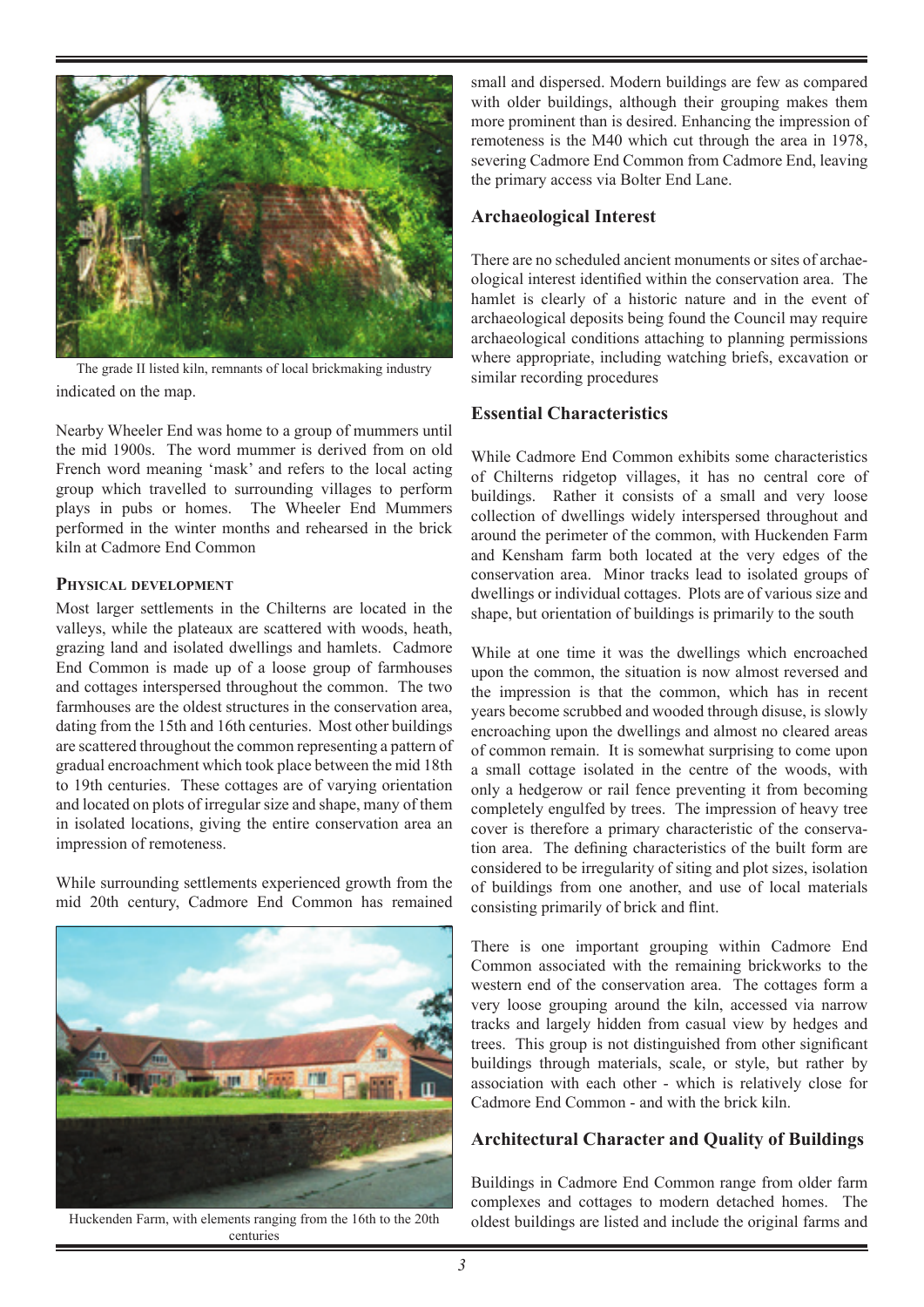The grade II listed kiln, remnants of local brickmaking industry

indicated on the map.

Nearby Wheeler End was home to a group of mummers until the mid 1900s. The word mummer is derived from on old French word meaning 'mask' and refers to the local acting group which travelled to surrounding villages to perform plays in pubs or homes. The Wheeler End Mummers performed in the winter months and rehearsed in the brick kiln at Cadmore End Common

### Physical development

Most larger settlements in the Chilterns are located in the valleys, while the plateaux are scattered with woods, heath, grazing land and isolated dwellings and hamlets. Cadmore End Common is made up of a loose group of farmhouses and cottages interspersed throughout the common. The two farmhouses are the oldest structures in the conservation area, dating from the 15th and 16th centuries. Most other buildings are scattered throughout the common representing a pattern of gradual encroachment which took place between the mid 18th to 19th centuries. These cottages are of varying orientation and located on plots of irregular size and shape, many of them in isolated locations, giving the entire conservation area an impression of remoteness.

While surrounding settlements experienced growth from the mid 20th century, Cadmore End Common has remained small and dispersed. Modern buildings are few as compared with older buildings, although their grouping makes them more prominent than is desired. Enhancing the impression of remoteness is the M40 which cut through the area in 1978, severing Cadmore End Common from Cadmore End, leaving the primary access via Bolter End Lane.

Huckenden Farm, with elements ranging from the 16th to the 20th centuries

## Archaeological Interest

There are no scheduled ancient monuments or sites of archaeological interest identified within the conservation area. The hamlet is clearly of a historic nature and in the event of archaeological deposits being found the Council may require archaeological conditions attaching to planning permissions where appropriate, including watching briefs, excavation or similar recording procedures

## Essential Characteristics

While Cadmore End Common exhibits some characteristics of Chilterns ridgetop villages, it has no central core of buildings. Rather it consists of a small and very loose collection of dwellings widely interspersed throughout and around the perimeter of the common, with Huckenden Farm and Kensham farm both located at the very edges of the conservation area. Minor tracks lead to isolated groups of dwellings or individual cottages. Plots are of various size and shape, but orientation of buildings is primarily to the south

While at one time it was the dwellings which encroached upon the common, the situation is now almost reversed and the impression is that the common, which has in recent years become scrubbed and wooded through disuse, is slowly encroaching upon the dwellings and almost no cleared areas of common remain. It is somewhat surprising to come upon a small cottage isolated in the centre of the woods, with only a hedgerow or rail fence preventing it from becoming completely engulfed by trees. The impression of heavy tree cover is therefore a primary characteristic of the conservation area. The defining characteristics of the built form are considered to be irregularity of siting and plot sizes, isolation of buildings from one another, and use of local materials consisting primarily of brick and flint.

There is one important grouping within Cadmore End Common associated with the remaining brickworks to the western end of the conservation area. The cottages form a very loose grouping around the kiln, accessed via narrow tracks and largely hidden from casual view by hedges and trees. This group is not distinguished from other significant buildings through materials, scale, or style, but rather by association with each other - which is relatively close for Cadmore End Common - and with the brick kiln.

## Architectural Character and Quality of Buildings

Buildings in Cadmore End Common range from older farm complexes and cottages to modern detached homes. The oldest buildings are listed and include the original farms and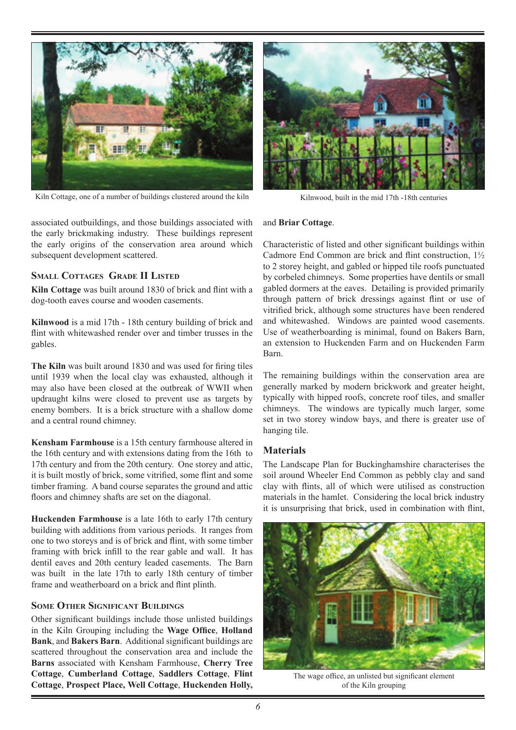Kiln Cottage, one of a number of buildings clustered around the kiln

Kilnwood, built in the mid 17th -18th centuries

associated outbuildings, and those buildings associated with the early brickmaking industry. These buildings represent the early origins of the conservation area around which subsequent development scattered.

### Small Cottages Grade II Listed

**Kiln Cottage** was built around 1830 of brick and flint with a dog-tooth eaves course and wooden casements.

**Kilnwood** is a mid 17th - 18th century building of brick and flint with whitewashed render over and timber trusses in the gables.

**The Kiln** was built around 1830 and was used for firing tiles until 1939 when the local clay was exhausted, although it may also have been closed at the outbreak of WWII when updraught kilns were closed to prevent use as targets by enemy bombers. It is a brick structure with a shallow dome and a central round chimney.

**Kensham Farmhouse** is a 15th century farmhouse altered in the 16th century and with extensions dating from the 16th to 17th century and from the 20th century. One storey and attic, it is built mostly of brick, some vitrified, some flint and some timber framing. A band course separates the ground and attic floors and chimney shafts are set on the diagonal.

**Huckenden Farmhouse** is a late 16th to early 17th century building with additions from various periods. It ranges from one to two storeys and is of brick and flint, with some timber framing with brick infill to the rear gable and wall. It has dentil eaves and 20th century leaded casements. The Barn was built in the late 17th to early 18th century of timber frame and weatherboard on a brick and flint plinth.

### Some Other Significant Buildings

Other significant buildings include those unlisted buildings in the Kiln Grouping including the **Wage Office**, **Holland Bank**, and **Bakers Barn**. Additional significant buildings are scattered throughout the conservation area and include the **Barns** associated with Kensham Farmhouse, **Cherry Tree Cottage**, **Cumberland Cottage**, **Saddlers Cottage**, **Flint Cottage**, **Prospect Place, Well Cottage**, **Huckenden Holly,** and **Briar Cottage**.

Characteristic of listed and other significant buildings within Cadmore End Common are brick and flint construction, 1½ to 2 storey height, and gabled or hipped tile roofs punctuated by corbeled chimneys. Some properties have dentils or small gabled dormers at the eaves. Detailing is provided primarily through pattern of brick dressings against flint or use of vitrified brick, although some structures have been rendered and whitewashed. Windows are painted wood casements. Use of weatherboarding is minimal, found on Bakers Barn, an extension to Huckenden Farm and on Huckenden Farm Barn.

The remaining buildings within the conservation area are generally marked by modern brickwork and greater height, typically with hipped roofs, concrete roof tiles, and smaller chimneys. The windows are typically much larger, some set in two storey window bays, and there is greater use of hanging tile.

## Materials

The Landscape Plan for Buckinghamshire characterises the soil around Wheeler End Common as pebbly clay and sand clay with flints, all of which were utilised as construction materials in the hamlet. Considering the local brick industry it is unsurprising that brick, used in combination with flint,

The wage office, an unlisted but significant element of the Kiln grouping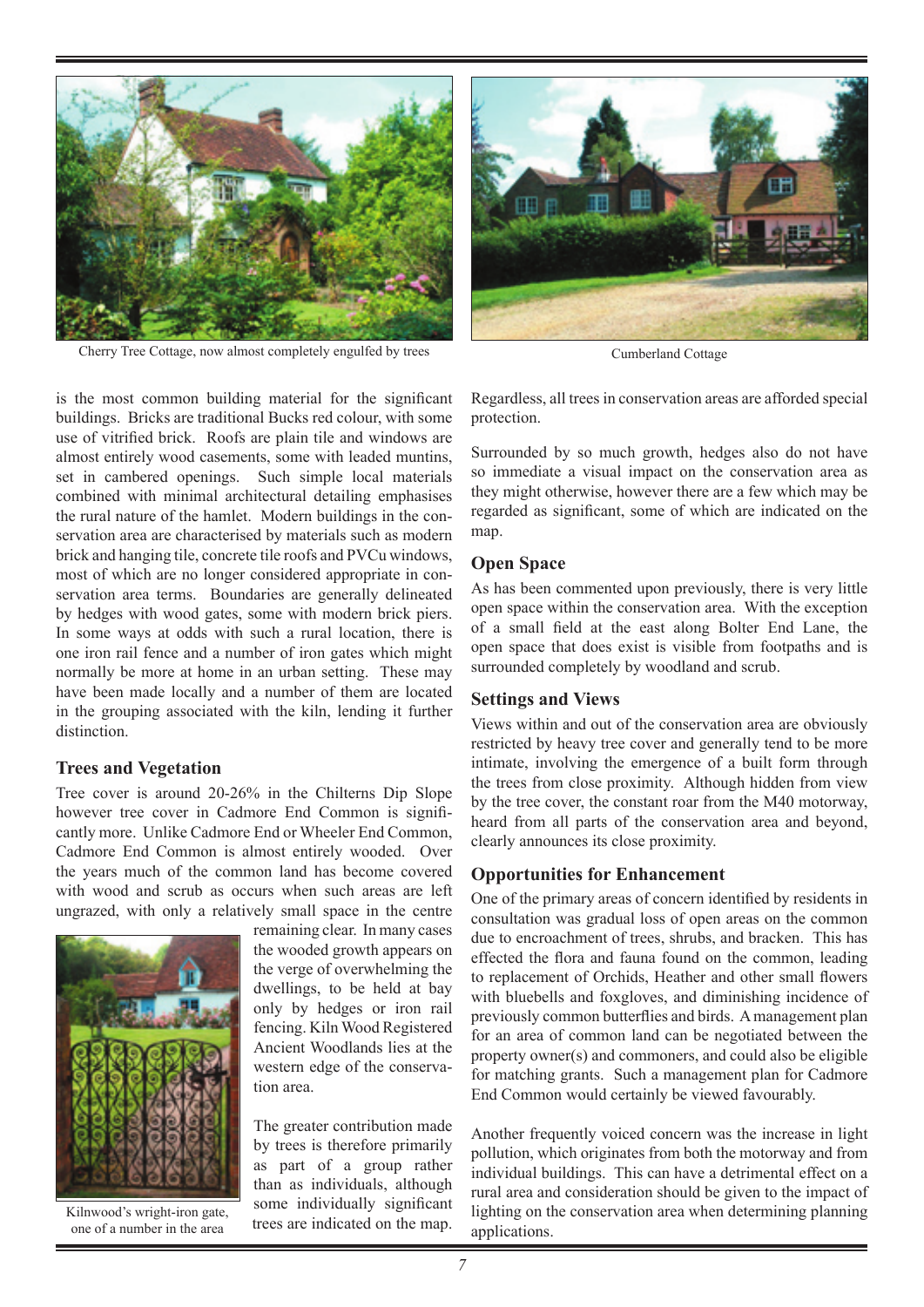Cherry Tree Cottage, now almost completely engulfed by trees

Cumberland Cottage

is the most common building material for the significant buildings. Bricks are traditional Bucks red colour, with some use of vitrified brick. Roofs are plain tile and windows are almost entirely wood casements, some with leaded muntins, set in cambered openings. Such simple local materials combined with minimal architectural detailing emphasises the rural nature of the hamlet. Modern buildings in the conservation area are characterised by materials such as modern brick and hanging tile, concrete tile roofs and PVCu windows, most of which are no longer considered appropriate in conservation area terms. Boundaries are generally delineated by hedges with wood gates, some with modern brick piers. In some ways at odds with such a rural location, there is one iron rail fence and a number of iron gates which might normally be more at home in an urban setting. These may have been made locally and a number of them are located in the grouping associated with the kiln, lending it further distinction.

### Trees and Vegetation

Tree cover is around 20-26% in the Chilterns Dip Slope however tree cover in Cadmore End Common is significantly more. Unlike Cadmore End or Wheeler End Common, Cadmore End Common is almost entirely wooded. Over the years much of the common land has become covered with wood and scrub as occurs when such areas are left ungrazed, with only a relatively small space in the centre remaining clear. In many cases the wooded growth appears on the verge of overwhelming the dwellings, to be held at bay only by hedges or iron rail fencing. Kiln Wood Registered Ancient Woodlands lies at the western edge of the conservation area.

Kilnwood's wright-iron gate, one of a number in the area

The greater contribution made by trees is therefore primarily as part of a group rather than as individuals, although some individually significant trees are indicated on the map. Regardless, all trees in conservation areas are afforded special protection.

Surrounded by so much growth, hedges also do not have so immediate a visual impact on the conservation area as they might otherwise, however there are a few which may be regarded as significant, some of which are indicated on the map.

### Open Space

As has been commented upon previously, there is very little open space within the conservation area. With the exception of a small field at the east along Bolter End Lane, the open space that does exist is visible from footpaths and is surrounded completely by woodland and scrub.

### Settings and Views

Views within and out of the conservation area are obviously restricted by heavy tree cover and generally tend to be more intimate, involving the emergence of a built form through the trees from close proximity. Although hidden from view by the tree cover, the constant roar from the M40 motorway, heard from all parts of the conservation area and beyond, clearly announces its close proximity.

### Opportunities for Enhancement

One of the primary areas of concern identified by residents in consultation was gradual loss of open areas on the common due to encroachment of trees, shrubs, and bracken. This has effected the flora and fauna found on the common, leading to replacement of Orchids, Heather and other small flowers with bluebells and foxgloves, and diminishing incidence of previously common butterflies and birds. A management plan for an area of common land can be negotiated between the property owner(s) and commoners, and could also be eligible for matching grants. Such a management plan for Cadmore End Common would certainly be viewed favourably.

Another frequently voiced concern was the increase in light pollution, which originates from both the motorway and from individual buildings. This can have a detrimental effect on a rural area and consideration should be given to the impact of lighting on the conservation area when determining planning applications.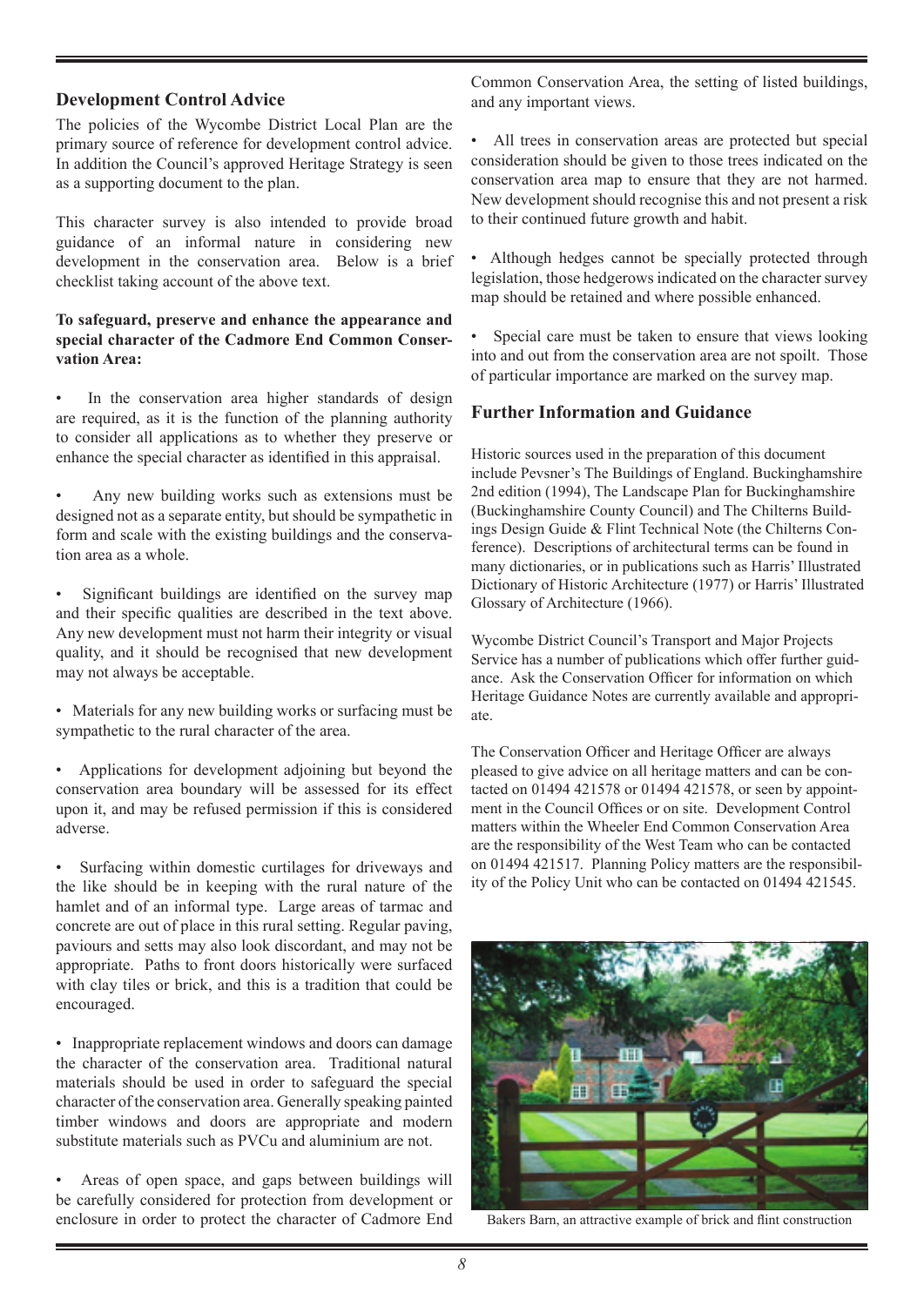## Development Control Advice

The policies of the Wycombe District Local Plan are the primary source of reference for development control advice. In addition the Council's approved Heritage Strategy is seen as a supporting document to the plan.

This character survey is also intended to provide broad guidance of an informal nature in considering new development in the conservation area. Below is a brief checklist taking account of the above text.

**To safeguard, preserve and enhance the appearance and special character of the Cadmore End Common Conservation Area:**

- In the conservation area higher standards of design are required, as it is the function of the planning authority to consider all applications as to whether they preserve or enhance the special character as identified in this appraisal.
- Any new building works such as extensions must be designed not as a separate entity, but should be sympathetic in form and scale with the existing buildings and the conservation area as a whole.
- Significant buildings are identified on the survey map and their specific qualities are described in the text above. Any new development must not harm their integrity or visual quality, and it should be recognised that new development may not always be acceptable.
- Materials for any new building works or surfacing must be sympathetic to the rural character of the area.
- Applications for development adjoining but beyond the conservation area boundary will be assessed for its effect upon it, and may be refused permission if this is considered adverse.
- Surfacing within domestic curtilages for driveways and the like should be in keeping with the rural nature of the hamlet and of an informal type. Large areas of tarmac and concrete are out of place in this rural setting. Regular paving, paviours and setts may also look discordant, and may not be appropriate. Paths to front doors historically were surfaced with clay tiles or brick, and this is a tradition that could be encouraged.
- Inappropriate replacement windows and doors can damage the character of the conservation area. Traditional natural materials should be used in order to safeguard the special character of the conservation area. Generally speaking painted timber windows and doors are appropriate and modern substitute materials such as PVCu and aluminium are not.
- Areas of open space, and gaps between buildings will be carefully considered for protection from development or enclosure in order to protect the character of Cadmore End Common Conservation Area, the setting of listed buildings, and any important views.
- All trees in conservation areas are protected but special consideration should be given to those trees indicated on the conservation area map to ensure that they are not harmed. New development should recognise this and not present a risk to their continued future growth and habit.
- Although hedges cannot be specially protected through legislation, those hedgerows indicated on the character survey map should be retained and where possible enhanced.
- Special care must be taken to ensure that views looking into and out from the conservation area are not spoilt. Those of particular importance are marked on the survey map.

## Further Information and Guidance

Historic sources used in the preparation of this document include Pevsner's The Buildings of England. Buckinghamshire 2nd edition (1994), The Landscape Plan for Buckinghamshire (Buckinghamshire County Council) and The Chilterns Buildings Design Guide & Flint Technical Note (the Chilterns Conference). Descriptions of architectural terms can be found in many dictionaries, or in publications such as Harris' Illustrated Dictionary of Historic Architecture (1977) or Harris' Illustrated Glossary of Architecture (1966).

Wycombe District Council's Transport and Major Projects Service has a number of publications which offer further guidance. Ask the Conservation Officer for information on which Heritage Guidance Notes are currently available and appropriate.

The Conservation Officer and Heritage Officer are always pleased to give advice on all heritage matters and can be contacted on 01494 421578 or 01494 421578, or seen by appointment in the Council Offices or on site. Development Control matters within the Wheeler End Common Conservation Area are the responsibility of the West Team who can be contacted on 01494 421517. Planning Policy matters are the responsibility of the Policy Unit who can be contacted on 01494 421545.

Bakers Barn, an attractive example of brick and flint construction